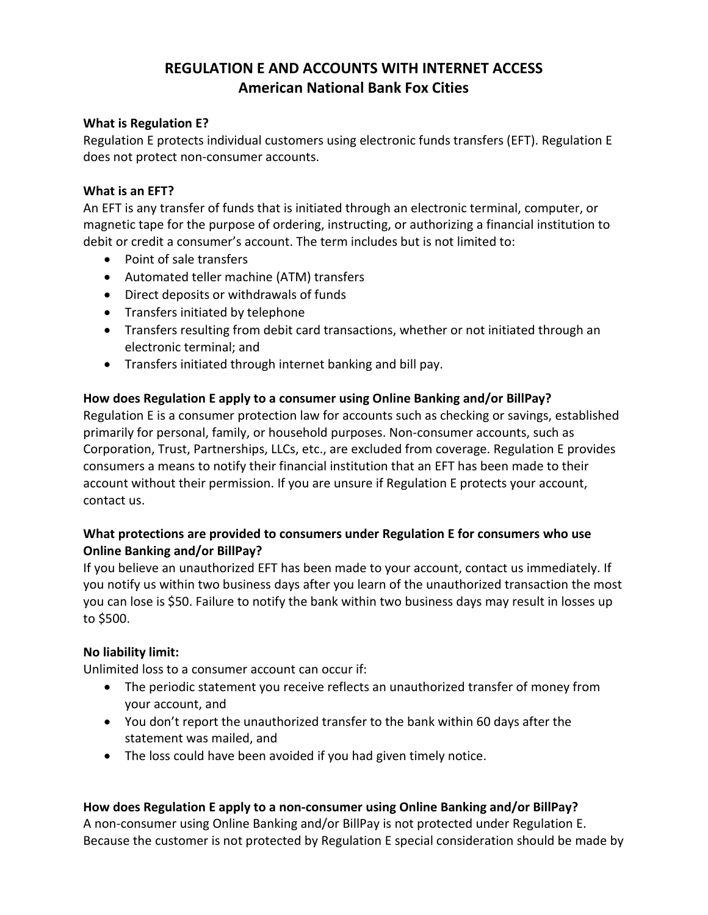# REGULATION E AND ACCOUNTS WITH INTERNET ACCESS
## American National Bank Fox Cities

**What is Regulation E?**
Regulation E protects individual customers using electronic funds transfers (EFT). Regulation E does not protect non-consumer accounts.

**What is an EFT?**
An EFT is any transfer of funds that is initiated through an electronic terminal, computer, or magnetic tape for the purpose of ordering, instructing, or authorizing a financial institution to debit or credit a consumer's account. The term includes but is not limited to:

- Point of sale transfers
- Automated teller machine (ATM) transfers
- Direct deposits or withdrawals of funds
- Transfers initiated by telephone
- Transfers resulting from debit card transactions, whether or not initiated through an electronic terminal; and
- Transfers initiated through internet banking and bill pay.

**How does Regulation E apply to a consumer using Online Banking and/or BillPay?**
Regulation E is a consumer protection law for accounts such as checking or savings, established primarily for personal, family, or household purposes. Non-consumer accounts, such as Corporation, Trust, Partnerships, LLCs, etc., are excluded from coverage. Regulation E provides consumers a means to notify their financial institution that an EFT has been made to their account without their permission. If you are unsure if Regulation E protects your account, contact us.

**What protections are provided to consumers under Regulation E for consumers who use Online Banking and/or BillPay?**
If you believe an unauthorized EFT has been made to your account, contact us immediately. If you notify us within two business days after you learn of the unauthorized transaction the most you can lose is $50. Failure to notify the bank within two business days may result in losses up to $500.

**No liability limit:**
Unlimited loss to a consumer account can occur if:

- The periodic statement you receive reflects an unauthorized transfer of money from your account, and
- You don't report the unauthorized transfer to the bank within 60 days after the statement was mailed, and
- The loss could have been avoided if you had given timely notice.

**How does Regulation E apply to a non-consumer using Online Banking and/or BillPay?**
A non-consumer using Online Banking and/or BillPay is not protected under Regulation E. Because the customer is not protected by Regulation E special consideration should be made by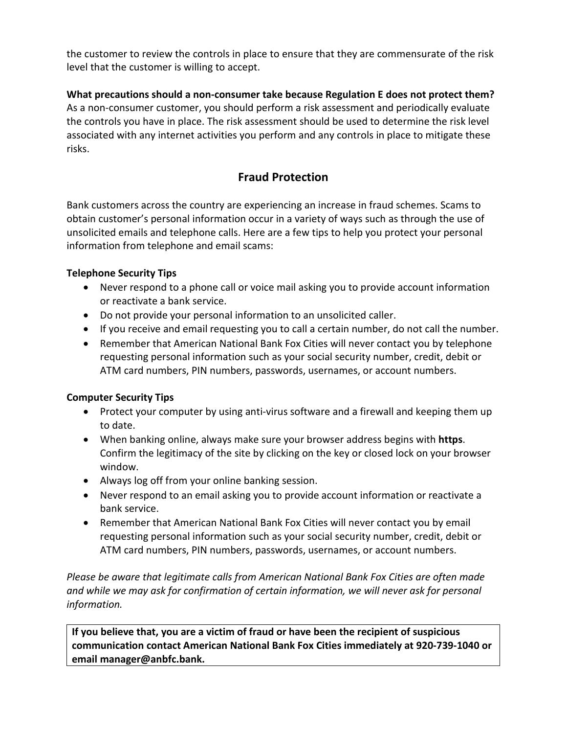the customer to review the controls in place to ensure that they are commensurate of the risk level that the customer is willing to accept.

**What precautions should a non-consumer take because Regulation E does not protect them?**
As a non-consumer customer, you should perform a risk assessment and periodically evaluate the controls you have in place. The risk assessment should be used to determine the risk level associated with any internet activities you perform and any controls in place to mitigate these risks.

## Fraud Protection

Bank customers across the country are experiencing an increase in fraud schemes. Scams to obtain customer's personal information occur in a variety of ways such as through the use of unsolicited emails and telephone calls. Here are a few tips to help you protect your personal information from telephone and email scams:

**Telephone Security Tips**

- Never respond to a phone call or voice mail asking you to provide account information or reactivate a bank service.
- Do not provide your personal information to an unsolicited caller.
- If you receive and email requesting you to call a certain number, do not call the number.
- Remember that American National Bank Fox Cities will never contact you by telephone requesting personal information such as your social security number, credit, debit or ATM card numbers, PIN numbers, passwords, usernames, or account numbers.

**Computer Security Tips**

- Protect your computer by using anti-virus software and a firewall and keeping them up to date.
- When banking online, always make sure your browser address begins with **https**. Confirm the legitimacy of the site by clicking on the key or closed lock on your browser window.
- Always log off from your online banking session.
- Never respond to an email asking you to provide account information or reactivate a bank service.
- Remember that American National Bank Fox Cities will never contact you by email requesting personal information such as your social security number, credit, debit or ATM card numbers, PIN numbers, passwords, usernames, or account numbers.

*Please be aware that legitimate calls from American National Bank Fox Cities are often made and while we may ask for confirmation of certain information, we will never ask for personal information.*

**If you believe that, you are a victim of fraud or have been the recipient of suspicious communication contact American National Bank Fox Cities immediately at 920-739-1040 or email manager@anbfc.bank.**